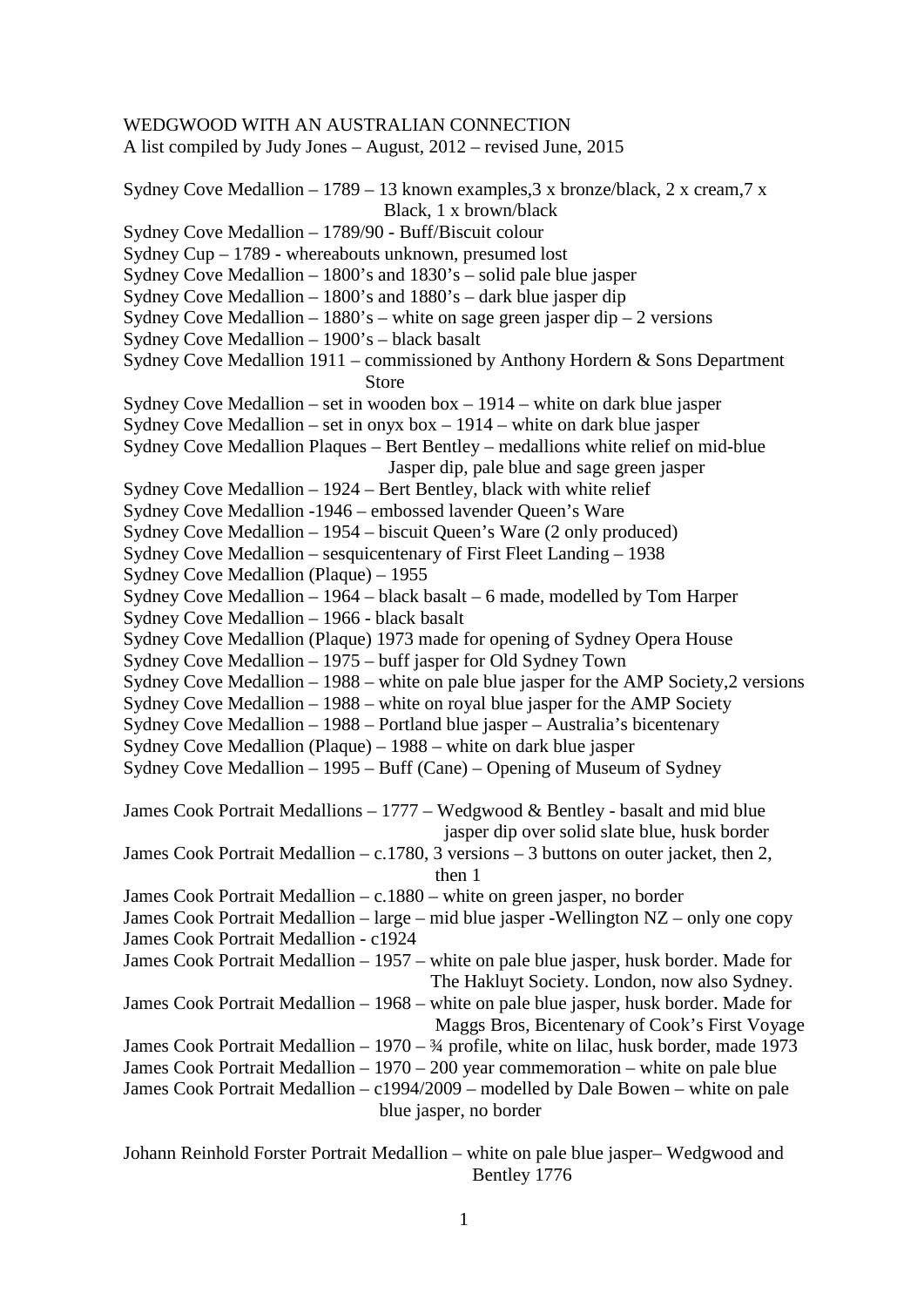WEDGWOOD WITH AN AUSTRALIAN CONNECTION

A list compiled by Judy Jones – August, 2012 – revised June, 2015

Sydney Cove Medallion – 1789 – 13 known examples,3 x bronze/black, 2 x cream,7 x Black, 1 x brown/black
Sydney Cove Medallion – 1789/90 - Buff/Biscuit colour
Sydney Cup – 1789 - whereabouts unknown, presumed lost
Sydney Cove Medallion – 1800's and 1830's – solid pale blue jasper
Sydney Cove Medallion – 1800's and 1880's – dark blue jasper dip
Sydney Cove Medallion – 1880's – white on sage green jasper dip – 2 versions
Sydney Cove Medallion – 1900's – black basalt
Sydney Cove Medallion 1911 – commissioned by Anthony Hordern & Sons Department Store
Sydney Cove Medallion – set in wooden box – 1914 – white on dark blue jasper
Sydney Cove Medallion – set in onyx box – 1914 – white on dark blue jasper
Sydney Cove Medallion Plaques – Bert Bentley – medallions white relief on mid-blue Jasper dip, pale blue and sage green jasper
Sydney Cove Medallion – 1924 – Bert Bentley, black with white relief
Sydney Cove Medallion -1946 – embossed lavender Queen's Ware
Sydney Cove Medallion – 1954 – biscuit Queen's Ware (2 only produced)
Sydney Cove Medallion – sesquicentenary of First Fleet Landing – 1938
Sydney Cove Medallion (Plaque) – 1955
Sydney Cove Medallion – 1964 – black basalt – 6 made, modelled by Tom Harper
Sydney Cove Medallion – 1966 - black basalt
Sydney Cove Medallion (Plaque) 1973 made for opening of Sydney Opera House
Sydney Cove Medallion – 1975 – buff jasper for Old Sydney Town
Sydney Cove Medallion – 1988 – white on pale blue jasper for the AMP Society,2 versions
Sydney Cove Medallion – 1988 – white on royal blue jasper for the AMP Society
Sydney Cove Medallion – 1988 – Portland blue jasper – Australia's bicentenary
Sydney Cove Medallion (Plaque) – 1988 – white on dark blue jasper
Sydney Cove Medallion – 1995 – Buff (Cane) – Opening of Museum of Sydney

James Cook Portrait Medallions – 1777 – Wedgwood & Bentley - basalt and mid blue jasper dip over solid slate blue, husk border
James Cook Portrait Medallion – c.1780, 3 versions – 3 buttons on outer jacket, then 2, then 1
James Cook Portrait Medallion – c.1880 – white on green jasper, no border
James Cook Portrait Medallion – large – mid blue jasper -Wellington NZ – only one copy
James Cook Portrait Medallion - c1924
James Cook Portrait Medallion – 1957 – white on pale blue jasper, husk border. Made for The Hakluyt Society. London, now also Sydney.
James Cook Portrait Medallion – 1968 – white on pale blue jasper, husk border. Made for Maggs Bros, Bicentenary of Cook's First Voyage
James Cook Portrait Medallion – 1970 – ¾ profile, white on lilac, husk border, made 1973
James Cook Portrait Medallion – 1970 – 200 year commemoration – white on pale blue
James Cook Portrait Medallion – c1994/2009 – modelled by Dale Bowen – white on pale blue jasper, no border

Johann Reinhold Forster Portrait Medallion – white on pale blue jasper– Wedgwood and Bentley 1776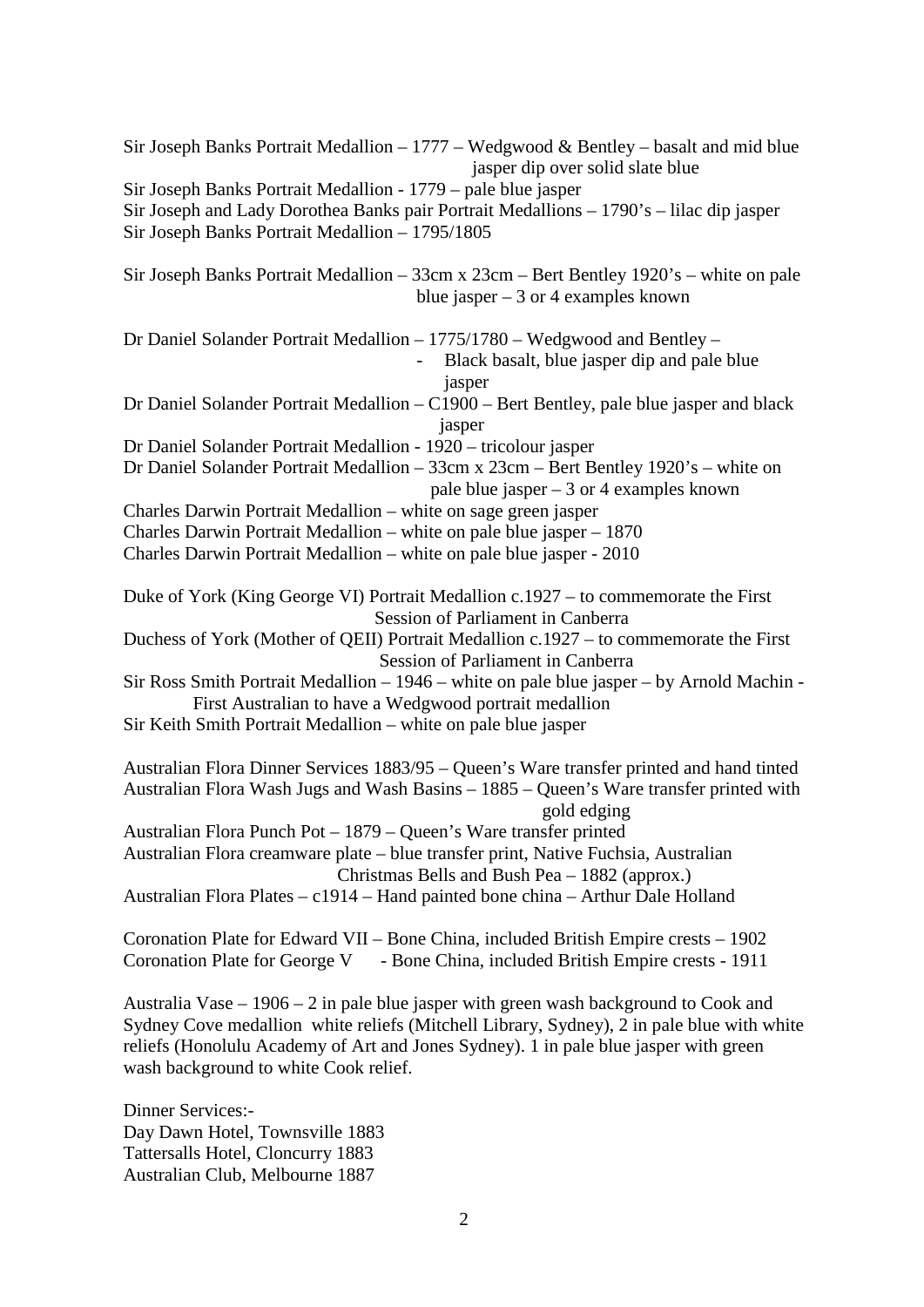Sir Joseph Banks Portrait Medallion – 1777 – Wedgwood & Bentley – basalt and mid blue jasper dip over solid slate blue
Sir Joseph Banks Portrait Medallion - 1779 – pale blue jasper
Sir Joseph and Lady Dorothea Banks pair Portrait Medallions – 1790's – lilac dip jasper
Sir Joseph Banks Portrait Medallion – 1795/1805

Sir Joseph Banks Portrait Medallion – 33cm x 23cm – Bert Bentley 1920's – white on pale blue jasper – 3 or 4 examples known

Dr Daniel Solander Portrait Medallion – 1775/1780 – Wedgwood and Bentley –
- Black basalt, blue jasper dip and pale blue jasper

Dr Daniel Solander Portrait Medallion – C1900 – Bert Bentley, pale blue jasper and black jasper
Dr Daniel Solander Portrait Medallion - 1920 – tricolour jasper
Dr Daniel Solander Portrait Medallion – 33cm x 23cm – Bert Bentley 1920's – white on pale blue jasper – 3 or 4 examples known
Charles Darwin Portrait Medallion – white on sage green jasper
Charles Darwin Portrait Medallion – white on pale blue jasper – 1870
Charles Darwin Portrait Medallion – white on pale blue jasper - 2010

Duke of York (King George VI) Portrait Medallion c.1927 – to commemorate the First Session of Parliament in Canberra
Duchess of York (Mother of QEII) Portrait Medallion c.1927 – to commemorate the First Session of Parliament in Canberra
Sir Ross Smith Portrait Medallion – 1946 – white on pale blue jasper – by Arnold Machin - First Australian to have a Wedgwood portrait medallion
Sir Keith Smith Portrait Medallion – white on pale blue jasper

Australian Flora Dinner Services 1883/95 – Queen's Ware transfer printed and hand tinted
Australian Flora Wash Jugs and Wash Basins – 1885 – Queen's Ware transfer printed with gold edging
Australian Flora Punch Pot – 1879 – Queen's Ware transfer printed
Australian Flora creamware plate – blue transfer print, Native Fuchsia, Australian Christmas Bells and Bush Pea – 1882 (approx.)
Australian Flora Plates – c1914 – Hand painted bone china – Arthur Dale Holland

Coronation Plate for Edward VII – Bone China, included British Empire crests – 1902
Coronation Plate for George V - Bone China, included British Empire crests - 1911

Australia Vase – 1906 – 2 in pale blue jasper with green wash background to Cook and Sydney Cove medallion white reliefs (Mitchell Library, Sydney), 2 in pale blue with white reliefs (Honolulu Academy of Art and Jones Sydney). 1 in pale blue jasper with green wash background to white Cook relief.

Dinner Services:-
Day Dawn Hotel, Townsville 1883
Tattersalls Hotel, Cloncurry 1883
Australian Club, Melbourne 1887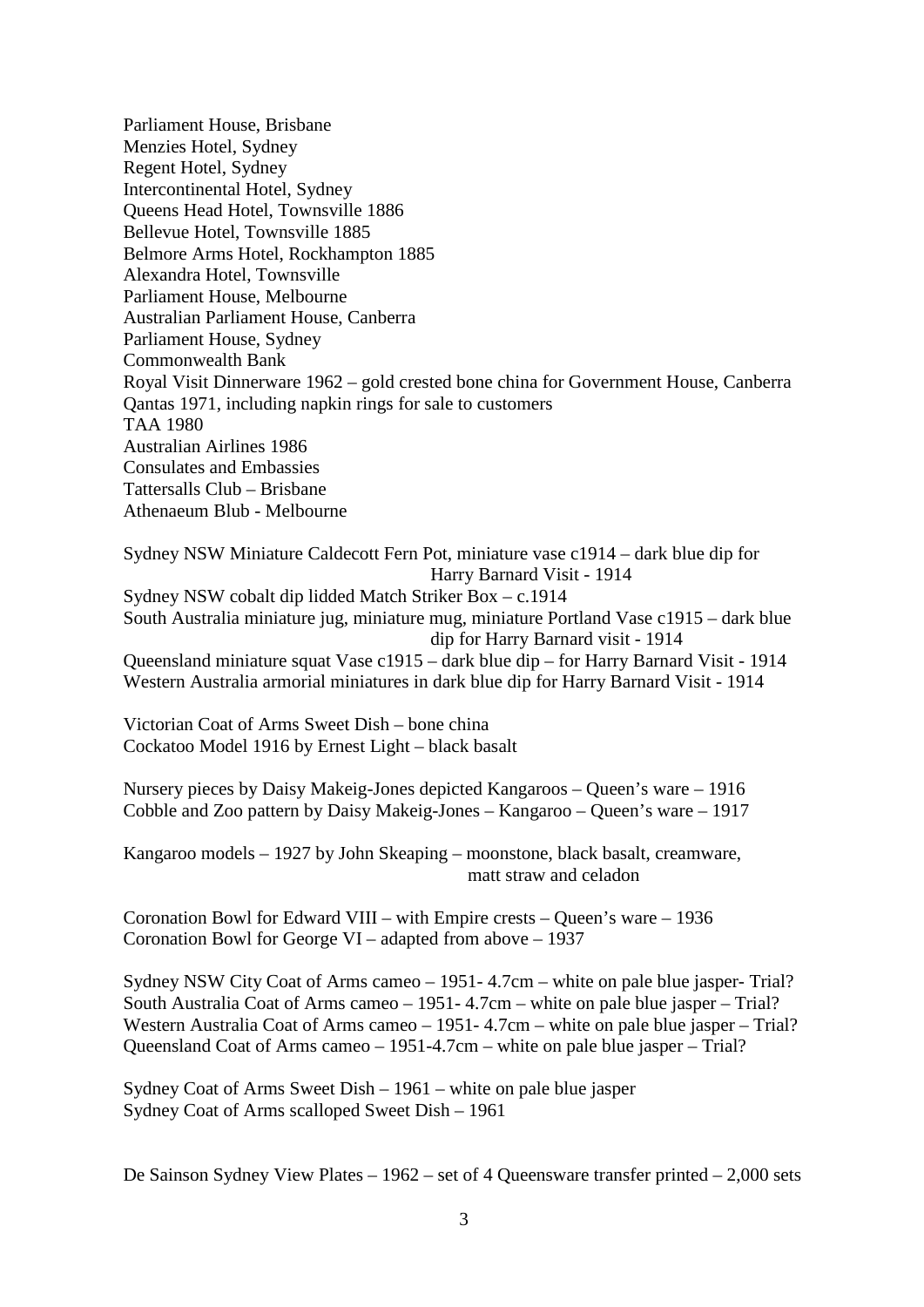Parliament House, Brisbane
Menzies Hotel, Sydney
Regent Hotel, Sydney
Intercontinental Hotel, Sydney
Queens Head Hotel, Townsville 1886
Bellevue Hotel, Townsville 1885
Belmore Arms Hotel, Rockhampton 1885
Alexandra Hotel, Townsville
Parliament House, Melbourne
Australian Parliament House, Canberra
Parliament House, Sydney
Commonwealth Bank
Royal Visit Dinnerware 1962 – gold crested bone china for Government House, Canberra
Qantas 1971, including napkin rings for sale to customers
TAA 1980
Australian Airlines 1986
Consulates and Embassies
Tattersalls Club – Brisbane
Athenaeum Blub - Melbourne

Sydney NSW Miniature Caldecott Fern Pot, miniature vase c1914 – dark blue dip for Harry Barnard Visit - 1914
Sydney NSW cobalt dip lidded Match Striker Box – c.1914
South Australia miniature jug, miniature mug, miniature Portland Vase c1915 – dark blue dip for Harry Barnard visit - 1914
Queensland miniature squat Vase c1915 – dark blue dip – for Harry Barnard Visit - 1914
Western Australia armorial miniatures in dark blue dip for Harry Barnard Visit - 1914

Victorian Coat of Arms Sweet Dish – bone china
Cockatoo Model 1916 by Ernest Light – black basalt

Nursery pieces by Daisy Makeig-Jones depicted Kangaroos – Queen's ware – 1916
Cobble and Zoo pattern by Daisy Makeig-Jones – Kangaroo – Queen's ware – 1917

Kangaroo models – 1927 by John Skeaping – moonstone, black basalt, creamware, matt straw and celadon

Coronation Bowl for Edward VIII – with Empire crests – Queen's ware – 1936
Coronation Bowl for George VI – adapted from above – 1937

Sydney NSW City Coat of Arms cameo – 1951- 4.7cm – white on pale blue jasper- Trial?
South Australia Coat of Arms cameo – 1951- 4.7cm – white on pale blue jasper – Trial?
Western Australia Coat of Arms cameo – 1951- 4.7cm – white on pale blue jasper – Trial?
Queensland Coat of Arms cameo – 1951-4.7cm – white on pale blue jasper – Trial?

Sydney Coat of Arms Sweet Dish – 1961 – white on pale blue jasper
Sydney Coat of Arms scalloped Sweet Dish – 1961

De Sainson Sydney View Plates – 1962 – set of 4 Queensware transfer printed – 2,000 sets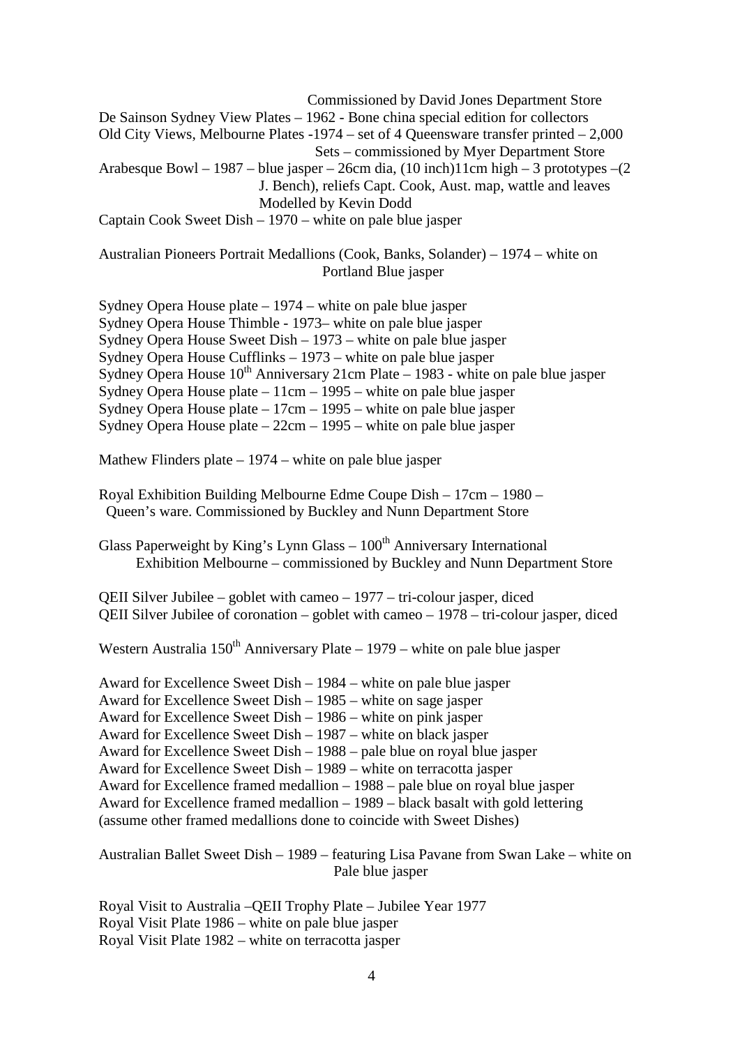Commissioned by David Jones Department Store

De Sainson Sydney View Plates – 1962 - Bone china special edition for collectors

Old City Views, Melbourne Plates -1974 – set of 4 Queensware transfer printed – 2,000 Sets – commissioned by Myer Department Store

Arabesque Bowl – 1987 – blue jasper – 26cm dia, (10 inch)11cm high – 3 prototypes –(2 J. Bench), reliefs Capt. Cook, Aust. map, wattle and leaves Modelled by Kevin Dodd

Captain Cook Sweet Dish – 1970 – white on pale blue jasper

Australian Pioneers Portrait Medallions (Cook, Banks, Solander) – 1974 – white on Portland Blue jasper

Sydney Opera House plate – 1974 – white on pale blue jasper
Sydney Opera House Thimble - 1973– white on pale blue jasper
Sydney Opera House Sweet Dish – 1973 – white on pale blue jasper
Sydney Opera House Cufflinks – 1973 – white on pale blue jasper
Sydney Opera House 10th Anniversary 21cm Plate – 1983 - white on pale blue jasper
Sydney Opera House plate – 11cm – 1995 – white on pale blue jasper
Sydney Opera House plate – 17cm – 1995 – white on pale blue jasper
Sydney Opera House plate – 22cm – 1995 – white on pale blue jasper

Mathew Flinders plate – 1974 – white on pale blue jasper

Royal Exhibition Building Melbourne Edme Coupe Dish – 17cm – 1980 – Queen's ware. Commissioned by Buckley and Nunn Department Store

Glass Paperweight by King's Lynn Glass – 100th Anniversary International Exhibition Melbourne – commissioned by Buckley and Nunn Department Store

QEII Silver Jubilee – goblet with cameo – 1977 – tri-colour jasper, diced
QEII Silver Jubilee of coronation – goblet with cameo – 1978 – tri-colour jasper, diced

Western Australia 150th Anniversary Plate – 1979 – white on pale blue jasper

Award for Excellence Sweet Dish – 1984 – white on pale blue jasper
Award for Excellence Sweet Dish – 1985 – white on sage jasper
Award for Excellence Sweet Dish – 1986 – white on pink jasper
Award for Excellence Sweet Dish – 1987 – white on black jasper
Award for Excellence Sweet Dish – 1988 – pale blue on royal blue jasper
Award for Excellence Sweet Dish – 1989 – white on terracotta jasper
Award for Excellence framed medallion – 1988 – pale blue on royal blue jasper
Award for Excellence framed medallion – 1989 – black basalt with gold lettering
(assume other framed medallions done to coincide with Sweet Dishes)

Australian Ballet Sweet Dish – 1989 – featuring Lisa Pavane from Swan Lake – white on Pale blue jasper

Royal Visit to Australia –QEII Trophy Plate – Jubilee Year 1977
Royal Visit Plate 1986 – white on pale blue jasper
Royal Visit Plate 1982 – white on terracotta jasper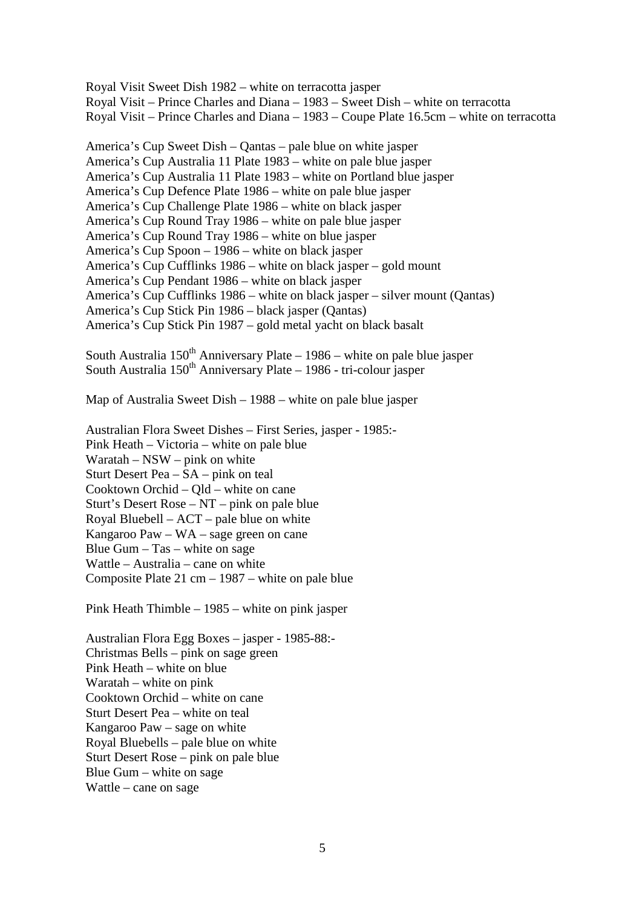Royal Visit Sweet Dish 1982 – white on terracotta jasper
Royal Visit – Prince Charles and Diana – 1983 – Sweet Dish – white on terracotta
Royal Visit – Prince Charles and Diana – 1983 – Coupe Plate 16.5cm – white on terracotta

America's Cup Sweet Dish – Qantas – pale blue on white jasper
America's Cup Australia 11 Plate 1983 – white on pale blue jasper
America's Cup Australia 11 Plate 1983 – white on Portland blue jasper
America's Cup Defence Plate 1986 – white on pale blue jasper
America's Cup Challenge Plate 1986 – white on black jasper
America's Cup Round Tray 1986 – white on pale blue jasper
America's Cup Round Tray 1986 – white on blue jasper
America's Cup Spoon – 1986 – white on black jasper
America's Cup Cufflinks 1986 – white on black jasper – gold mount
America's Cup Pendant 1986 – white on black jasper
America's Cup Cufflinks 1986 – white on black jasper – silver mount (Qantas)
America's Cup Stick Pin 1986 – black jasper (Qantas)
America's Cup Stick Pin 1987 – gold metal yacht on black basalt

South Australia 150th Anniversary Plate – 1986 – white on pale blue jasper
South Australia 150th Anniversary Plate – 1986 - tri-colour jasper

Map of Australia Sweet Dish – 1988 – white on pale blue jasper

Australian Flora Sweet Dishes – First Series, jasper - 1985:-
Pink Heath – Victoria – white on pale blue
Waratah – NSW – pink on white
Sturt Desert Pea – SA – pink on teal
Cooktown Orchid – Qld – white on cane
Sturt's Desert Rose – NT – pink on pale blue
Royal Bluebell – ACT – pale blue on white
Kangaroo Paw – WA – sage green on cane
Blue Gum – Tas – white on sage
Wattle – Australia – cane on white
Composite Plate 21 cm – 1987 – white on pale blue

Pink Heath Thimble – 1985 – white on pink jasper

Australian Flora Egg Boxes – jasper - 1985-88:-
Christmas Bells – pink on sage green
Pink Heath – white on blue
Waratah – white on pink
Cooktown Orchid – white on cane
Sturt Desert Pea – white on teal
Kangaroo Paw – sage on white
Royal Bluebells – pale blue on white
Sturt Desert Rose – pink on pale blue
Blue Gum – white on sage
Wattle – cane on sage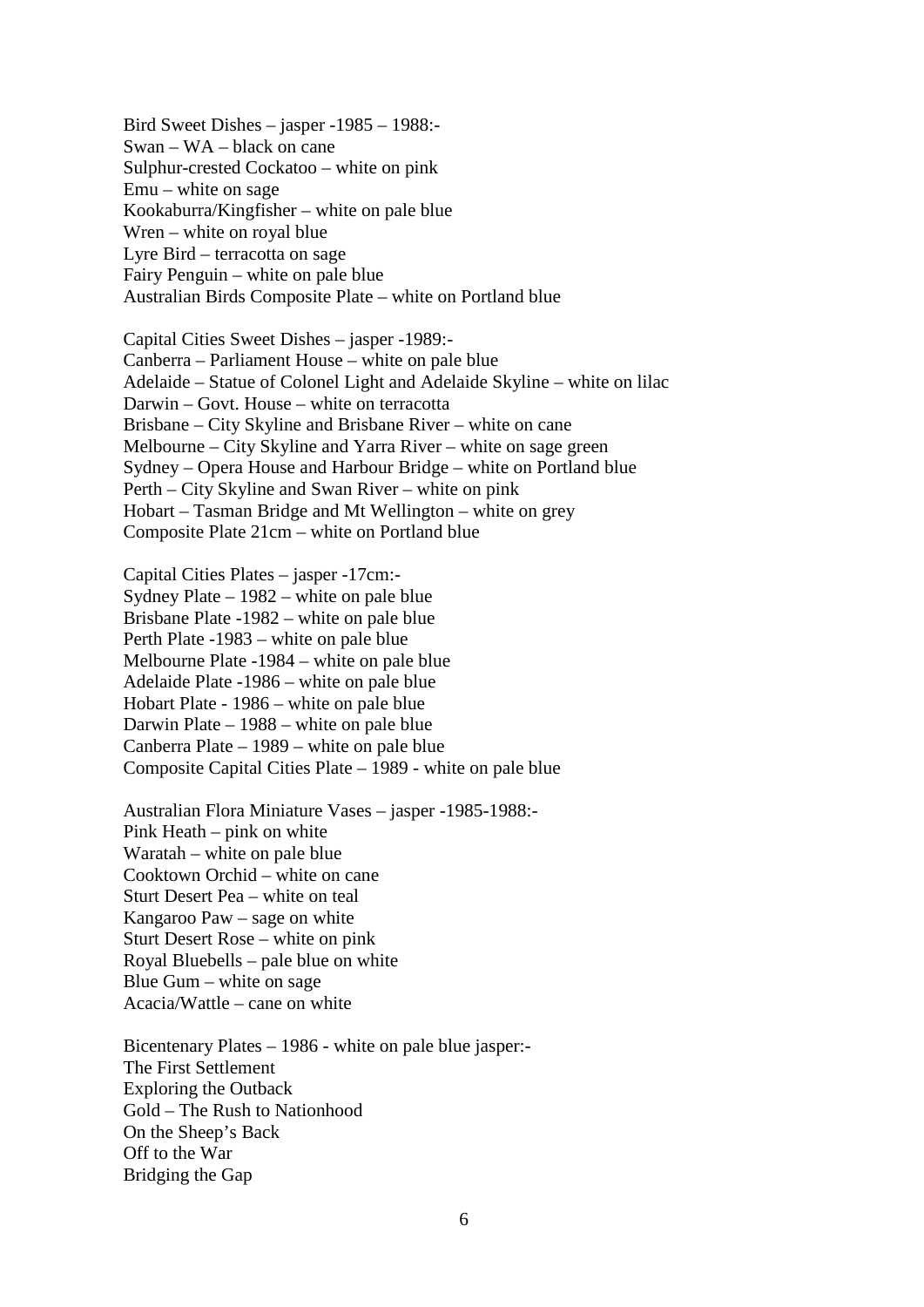Bird Sweet Dishes – jasper -1985 – 1988:-
Swan – WA – black on cane
Sulphur-crested Cockatoo – white on pink
Emu – white on sage
Kookaburra/Kingfisher – white on pale blue
Wren – white on royal blue
Lyre Bird – terracotta on sage
Fairy Penguin – white on pale blue
Australian Birds Composite Plate – white on Portland blue

Capital Cities Sweet Dishes – jasper -1989:-
Canberra – Parliament House – white on pale blue
Adelaide – Statue of Colonel Light and Adelaide Skyline – white on lilac
Darwin – Govt. House – white on terracotta
Brisbane – City Skyline and Brisbane River – white on cane
Melbourne – City Skyline and Yarra River – white on sage green
Sydney – Opera House and Harbour Bridge – white on Portland blue
Perth – City Skyline and Swan River – white on pink
Hobart – Tasman Bridge and Mt Wellington – white on grey
Composite Plate 21cm – white on Portland blue

Capital Cities Plates – jasper -17cm:-
Sydney Plate – 1982 – white on pale blue
Brisbane Plate -1982 – white on pale blue
Perth Plate -1983 – white on pale blue
Melbourne Plate -1984 – white on pale blue
Adelaide Plate -1986 – white on pale blue
Hobart Plate - 1986 – white on pale blue
Darwin Plate – 1988 – white on pale blue
Canberra Plate – 1989 – white on pale blue
Composite Capital Cities Plate – 1989 - white on pale blue

Australian Flora Miniature Vases – jasper -1985-1988:-
Pink Heath – pink on white
Waratah – white on pale blue
Cooktown Orchid – white on cane
Sturt Desert Pea – white on teal
Kangaroo Paw – sage on white
Sturt Desert Rose – white on pink
Royal Bluebells – pale blue on white
Blue Gum – white on sage
Acacia/Wattle – cane on white

Bicentenary Plates – 1986 - white on pale blue jasper:-
The First Settlement
Exploring the Outback
Gold – The Rush to Nationhood
On the Sheep's Back
Off to the War
Bridging the Gap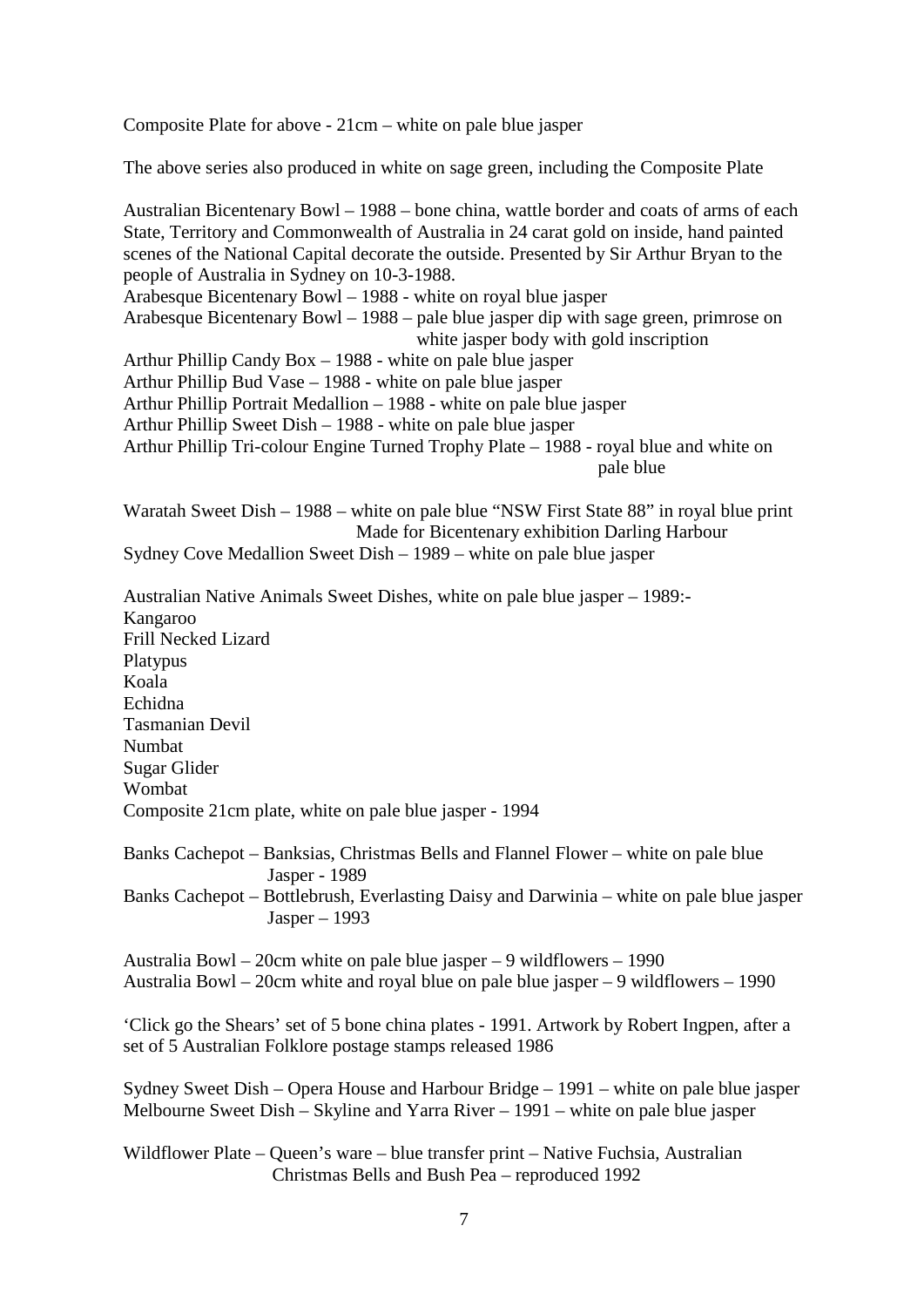Composite Plate for above - 21cm – white on pale blue jasper

The above series also produced in white on sage green, including the Composite Plate

Australian Bicentenary Bowl – 1988 – bone china, wattle border and coats of arms of each State, Territory and Commonwealth of Australia in 24 carat gold on inside, hand painted scenes of the National Capital decorate the outside. Presented by Sir Arthur Bryan to the people of Australia in Sydney on 10-3-1988.
Arabesque Bicentenary Bowl – 1988 - white on royal blue jasper
Arabesque Bicentenary Bowl – 1988 – pale blue jasper dip with sage green, primrose on white jasper body with gold inscription
Arthur Phillip Candy Box – 1988 - white on pale blue jasper
Arthur Phillip Bud Vase – 1988 - white on pale blue jasper
Arthur Phillip Portrait Medallion – 1988 - white on pale blue jasper
Arthur Phillip Sweet Dish – 1988 - white on pale blue jasper
Arthur Phillip Tri-colour Engine Turned Trophy Plate – 1988 - royal blue and white on pale blue

Waratah Sweet Dish – 1988 – white on pale blue "NSW First State 88" in royal blue print Made for Bicentenary exhibition Darling Harbour
Sydney Cove Medallion Sweet Dish – 1989 – white on pale blue jasper

Australian Native Animals Sweet Dishes, white on pale blue jasper – 1989:-
Kangaroo
Frill Necked Lizard
Platypus
Koala
Echidna
Tasmanian Devil
Numbat
Sugar Glider
Wombat
Composite 21cm plate, white on pale blue jasper - 1994

Banks Cachepot – Banksias, Christmas Bells and Flannel Flower – white on pale blue Jasper - 1989
Banks Cachepot – Bottlebrush, Everlasting Daisy and Darwinia – white on pale blue jasper Jasper – 1993

Australia Bowl – 20cm white on pale blue jasper – 9 wildflowers – 1990
Australia Bowl – 20cm white and royal blue on pale blue jasper – 9 wildflowers – 1990

'Click go the Shears' set of 5 bone china plates - 1991. Artwork by Robert Ingpen, after a set of 5 Australian Folklore postage stamps released 1986

Sydney Sweet Dish – Opera House and Harbour Bridge – 1991 – white on pale blue jasper
Melbourne Sweet Dish – Skyline and Yarra River – 1991 – white on pale blue jasper

Wildflower Plate – Queen's ware – blue transfer print – Native Fuchsia, Australian Christmas Bells and Bush Pea – reproduced 1992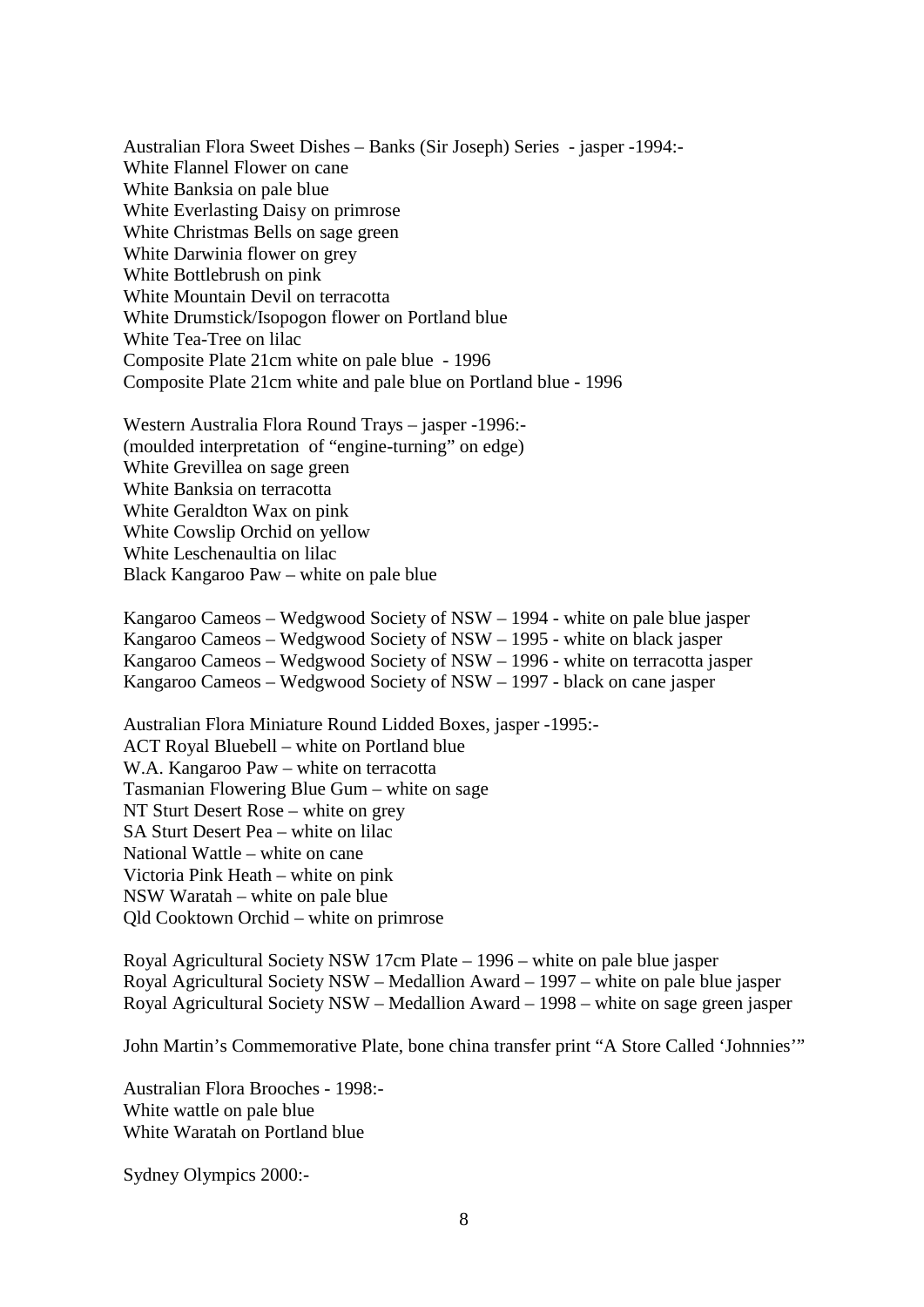Australian Flora Sweet Dishes – Banks (Sir Joseph) Series - jasper -1994:-
White Flannel Flower on cane
White Banksia on pale blue
White Everlasting Daisy on primrose
White Christmas Bells on sage green
White Darwinia flower on grey
White Bottlebrush on pink
White Mountain Devil on terracotta
White Drumstick/Isopogon flower on Portland blue
White Tea-Tree on lilac
Composite Plate 21cm white on pale blue - 1996
Composite Plate 21cm white and pale blue on Portland blue - 1996

Western Australia Flora Round Trays – jasper -1996:-
(moulded interpretation of "engine-turning" on edge)
White Grevillea on sage green
White Banksia on terracotta
White Geraldton Wax on pink
White Cowslip Orchid on yellow
White Leschenaultia on lilac
Black Kangaroo Paw – white on pale blue

Kangaroo Cameos – Wedgwood Society of NSW – 1994 - white on pale blue jasper
Kangaroo Cameos – Wedgwood Society of NSW – 1995 - white on black jasper
Kangaroo Cameos – Wedgwood Society of NSW – 1996 - white on terracotta jasper
Kangaroo Cameos – Wedgwood Society of NSW – 1997 - black on cane jasper

Australian Flora Miniature Round Lidded Boxes, jasper -1995:-
ACT Royal Bluebell – white on Portland blue
W.A. Kangaroo Paw – white on terracotta
Tasmanian Flowering Blue Gum – white on sage
NT Sturt Desert Rose – white on grey
SA Sturt Desert Pea – white on lilac
National Wattle – white on cane
Victoria Pink Heath – white on pink
NSW Waratah – white on pale blue
Qld Cooktown Orchid – white on primrose

Royal Agricultural Society NSW 17cm Plate – 1996 – white on pale blue jasper
Royal Agricultural Society NSW – Medallion Award – 1997 – white on pale blue jasper
Royal Agricultural Society NSW – Medallion Award – 1998 – white on sage green jasper

John Martin's Commemorative Plate, bone china transfer print "A Store Called 'Johnnies'"

Australian Flora Brooches - 1998:-
White wattle on pale blue
White Waratah on Portland blue

Sydney Olympics 2000:-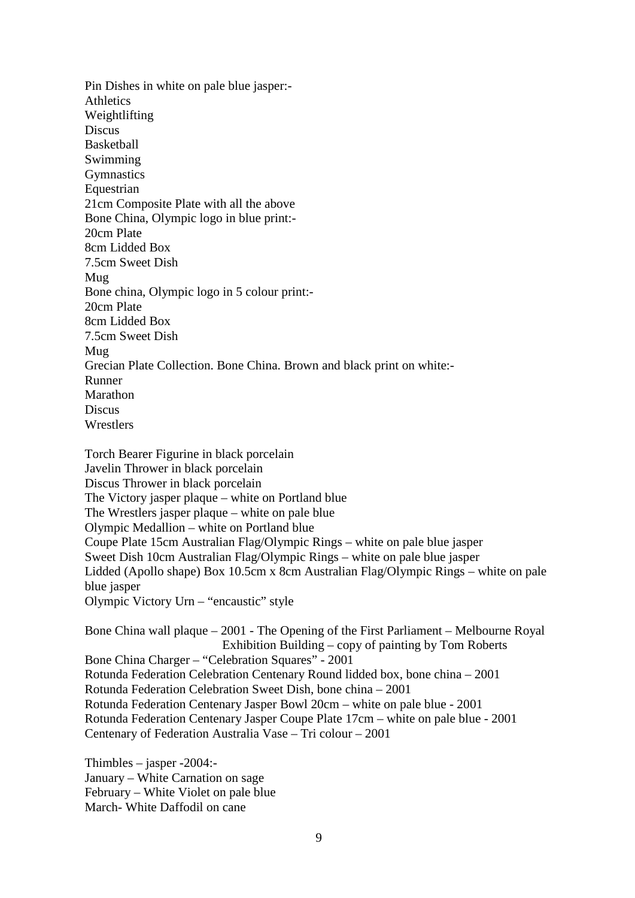Pin Dishes in white on pale blue jasper:-
Athletics
Weightlifting
Discus
Basketball
Swimming
Gymnastics
Equestrian
21cm Composite Plate with all the above
Bone China, Olympic logo in blue print:-
20cm Plate
8cm Lidded Box
7.5cm Sweet Dish
Mug
Bone china, Olympic logo in 5 colour print:-
20cm Plate
8cm Lidded Box
7.5cm Sweet Dish
Mug
Grecian Plate Collection. Bone China. Brown and black print on white:-
Runner
Marathon
Discus
Wrestlers

Torch Bearer Figurine in black porcelain
Javelin Thrower in black porcelain
Discus Thrower in black porcelain
The Victory jasper plaque – white on Portland blue
The Wrestlers jasper plaque – white on pale blue
Olympic Medallion – white on Portland blue
Coupe Plate 15cm Australian Flag/Olympic Rings – white on pale blue jasper
Sweet Dish 10cm Australian Flag/Olympic Rings – white on pale blue jasper
Lidded (Apollo shape) Box 10.5cm x 8cm Australian Flag/Olympic Rings – white on pale blue jasper
Olympic Victory Urn – "encaustic" style

Bone China wall plaque – 2001 - The Opening of the First Parliament – Melbourne Royal Exhibition Building – copy of painting by Tom Roberts
Bone China Charger – "Celebration Squares" - 2001
Rotunda Federation Celebration Centenary Round lidded box, bone china – 2001
Rotunda Federation Celebration Sweet Dish, bone china – 2001
Rotunda Federation Centenary Jasper Bowl 20cm – white on pale blue - 2001
Rotunda Federation Centenary Jasper Coupe Plate 17cm – white on pale blue - 2001
Centenary of Federation Australia Vase – Tri colour – 2001

Thimbles – jasper -2004:-
January – White Carnation on sage
February – White Violet on pale blue
March- White Daffodil on cane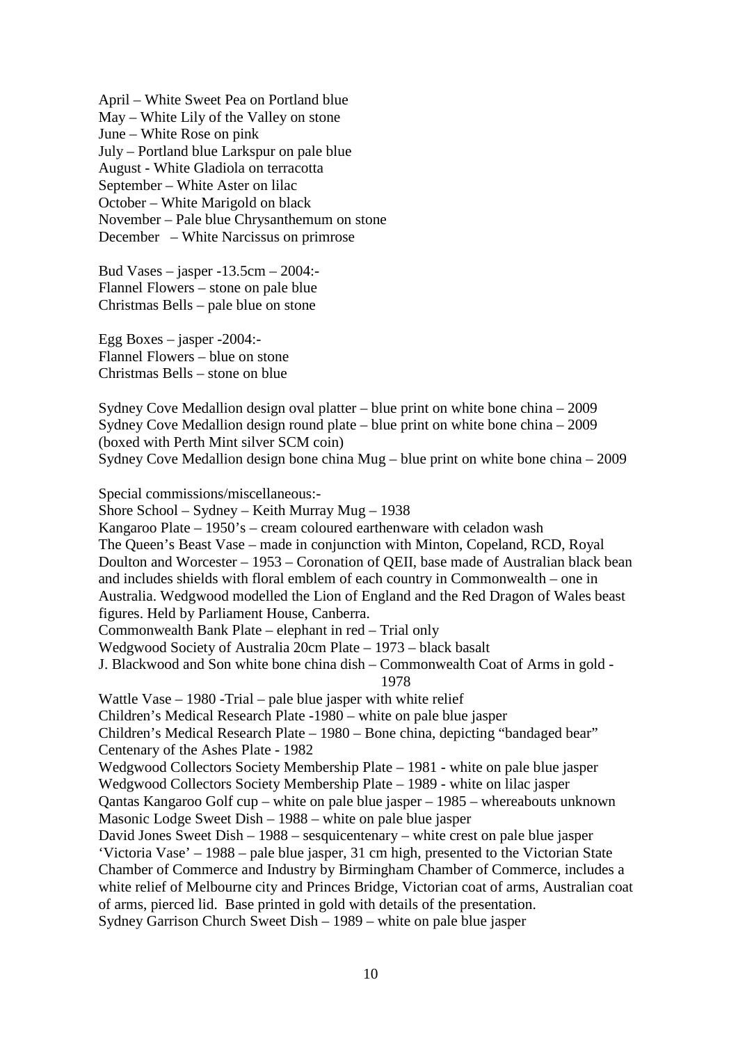April – White Sweet Pea on Portland blue
May – White Lily of the Valley on stone
June – White Rose on pink
July – Portland blue Larkspur on pale blue
August - White Gladiola on terracotta
September – White Aster on lilac
October – White Marigold on black
November – Pale blue Chrysanthemum on stone
December – White Narcissus on primrose

Bud Vases – jasper -13.5cm – 2004:-
Flannel Flowers – stone on pale blue
Christmas Bells – pale blue on stone

Egg Boxes – jasper -2004:-
Flannel Flowers – blue on stone
Christmas Bells – stone on blue

Sydney Cove Medallion design oval platter – blue print on white bone china – 2009
Sydney Cove Medallion design round plate – blue print on white bone china – 2009
(boxed with Perth Mint silver SCM coin)
Sydney Cove Medallion design bone china Mug – blue print on white bone china – 2009

Special commissions/miscellaneous:-
Shore School – Sydney – Keith Murray Mug – 1938
Kangaroo Plate – 1950's – cream coloured earthenware with celadon wash
The Queen's Beast Vase – made in conjunction with Minton, Copeland, RCD, Royal Doulton and Worcester – 1953 – Coronation of QEII, base made of Australian black bean and includes shields with floral emblem of each country in Commonwealth – one in Australia. Wedgwood modelled the Lion of England and the Red Dragon of Wales beast figures. Held by Parliament House, Canberra.
Commonwealth Bank Plate – elephant in red – Trial only
Wedgwood Society of Australia 20cm Plate – 1973 – black basalt
J. Blackwood and Son white bone china dish – Commonwealth Coat of Arms in gold - 1978
Wattle Vase – 1980 -Trial – pale blue jasper with white relief
Children's Medical Research Plate -1980 – white on pale blue jasper
Children's Medical Research Plate – 1980 – Bone china, depicting "bandaged bear"
Centenary of the Ashes Plate - 1982
Wedgwood Collectors Society Membership Plate – 1981 - white on pale blue jasper
Wedgwood Collectors Society Membership Plate – 1989 - white on lilac jasper
Qantas Kangaroo Golf cup – white on pale blue jasper – 1985 – whereabouts unknown
Masonic Lodge Sweet Dish – 1988 – white on pale blue jasper
David Jones Sweet Dish – 1988 – sesquicentenary – white crest on pale blue jasper
'Victoria Vase' – 1988 – pale blue jasper, 31 cm high, presented to the Victorian State Chamber of Commerce and Industry by Birmingham Chamber of Commerce, includes a white relief of Melbourne city and Princes Bridge, Victorian coat of arms, Australian coat of arms, pierced lid. Base printed in gold with details of the presentation.
Sydney Garrison Church Sweet Dish – 1989 – white on pale blue jasper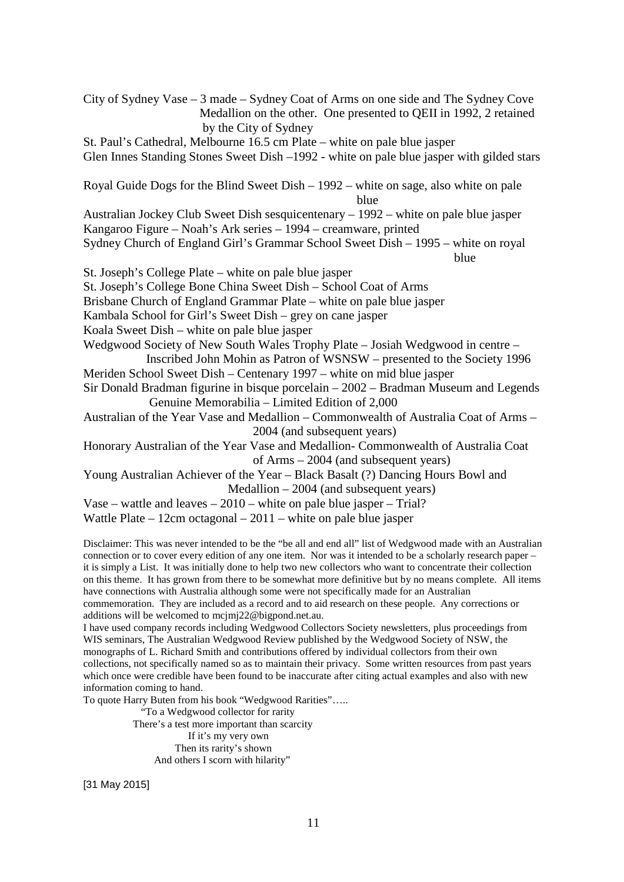City of Sydney Vase – 3 made – Sydney Coat of Arms on one side and The Sydney Cove Medallion on the other. One presented to QEII in 1992, 2 retained by the City of Sydney

St. Paul's Cathedral, Melbourne 16.5 cm Plate – white on pale blue jasper

Glen Innes Standing Stones Sweet Dish –1992 - white on pale blue jasper with gilded stars

Royal Guide Dogs for the Blind Sweet Dish – 1992 – white on sage, also white on pale blue

Australian Jockey Club Sweet Dish sesquicentenary – 1992 – white on pale blue jasper

Kangaroo Figure – Noah's Ark series – 1994 – creamware, printed

Sydney Church of England Girl's Grammar School Sweet Dish – 1995 – white on royal blue

St. Joseph's College Plate – white on pale blue jasper

St. Joseph's College Bone China Sweet Dish – School Coat of Arms

Brisbane Church of England Grammar Plate – white on pale blue jasper

Kambala School for Girl's Sweet Dish – grey on cane jasper

Koala Sweet Dish – white on pale blue jasper

Wedgwood Society of New South Wales Trophy Plate – Josiah Wedgwood in centre – Inscribed John Mohin as Patron of WSNSW – presented to the Society 1996

Meriden School Sweet Dish – Centenary 1997 – white on mid blue jasper

Sir Donald Bradman figurine in bisque porcelain – 2002 – Bradman Museum and Legends Genuine Memorabilia – Limited Edition of 2,000

Australian of the Year Vase and Medallion – Commonwealth of Australia Coat of Arms – 2004 (and subsequent years)

Honorary Australian of the Year Vase and Medallion- Commonwealth of Australia Coat of Arms – 2004 (and subsequent years)

Young Australian Achiever of the Year – Black Basalt (?) Dancing Hours Bowl and Medallion – 2004 (and subsequent years)

Vase – wattle and leaves – 2010 – white on pale blue jasper – Trial?

Wattle Plate – 12cm octagonal – 2011 – white on pale blue jasper

Disclaimer: This was never intended to be the "be all and end all" list of Wedgwood made with an Australian connection or to cover every edition of any one item. Nor was it intended to be a scholarly research paper – it is simply a List. It was initially done to help two new collectors who want to concentrate their collection on this theme. It has grown from there to be somewhat more definitive but by no means complete. All items have connections with Australia although some were not specifically made for an Australian commemoration. They are included as a record and to aid research on these people. Any corrections or additions will be welcomed to mcjmj22@bigpond.net.au.

I have used company records including Wedgwood Collectors Society newsletters, plus proceedings from WIS seminars, The Australian Wedgwood Review published by the Wedgwood Society of NSW, the monographs of L. Richard Smith and contributions offered by individual collectors from their own collections, not specifically named so as to maintain their privacy. Some written resources from past years which once were credible have been found to be inaccurate after citing actual examples and also with new information coming to hand.

To quote Harry Buten from his book "Wedgwood Rarities"…..

"To a Wedgwood collector for rarity
There's a test more important than scarcity
If it's my very own
Then its rarity's shown
And others I scorn with hilarity"

[31 May 2015]